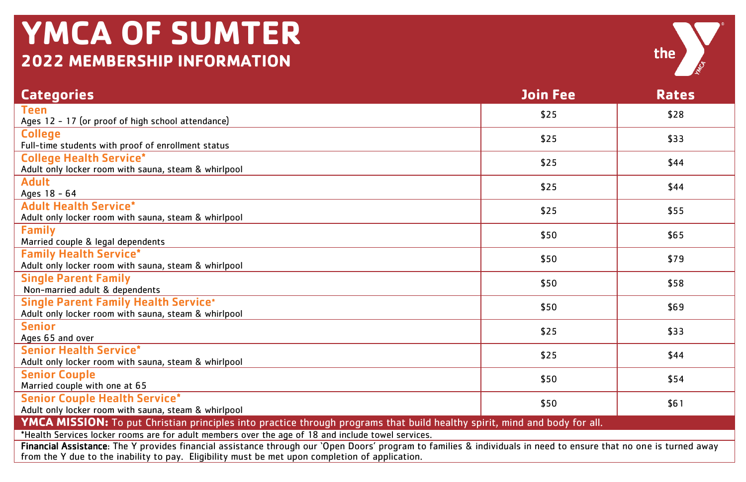# YMCA OF SUMTER

## 2022 MEMBERSHIP INFORMATION

| Categories | Join Fee | Rates |
|---|---|---|
| **Teen**<br>Ages 12 - 17 (or proof of high school attendance) | $25 | $28 |
| **College**<br>Full-time students with proof of enrollment status | $25 | $33 |
| **College Health Service***<br>Adult only locker room with sauna, steam & whirlpool | $25 | $44 |
| **Adult**<br>Ages 18 - 64 | $25 | $44 |
| **Adult Health Service***<br>Adult only locker room with sauna, steam & whirlpool | $25 | $55 |
| **Family**<br>Married couple & legal dependents | $50 | $65 |
| **Family Health Service***<br>Adult only locker room with sauna, steam & whirlpool | $50 | $79 |
| **Single Parent Family**<br>Non-married adult & dependents | $50 | $58 |
| **Single Parent Family Health Service***<br>Adult only locker room with sauna, steam & whirlpool | $50 | $69 |
| **Senior**<br>Ages 65 and over | $25 | $33 |
| **Senior Health Service***<br>Adult only locker room with sauna, steam & whirlpool | $25 | $44 |
| **Senior Couple**<br>Married couple with one at 65 | $50 | $54 |
| **Senior Couple Health Service***<br>Adult only locker room with sauna, steam & whirlpool | $50 | $61 |

**YMCA MISSION:** To put Christian principles into practice through programs that build healthy spirit, mind and body for all.

*Health Services locker rooms are for adult members over the age of 18 and include towel services.

**Financial Assistance**: The Y provides financial assistance through our 'Open Doors' program to families & individuals in need to ensure that no one is turned away from the Y due to the inability to pay. Eligibility must be met upon completion of application.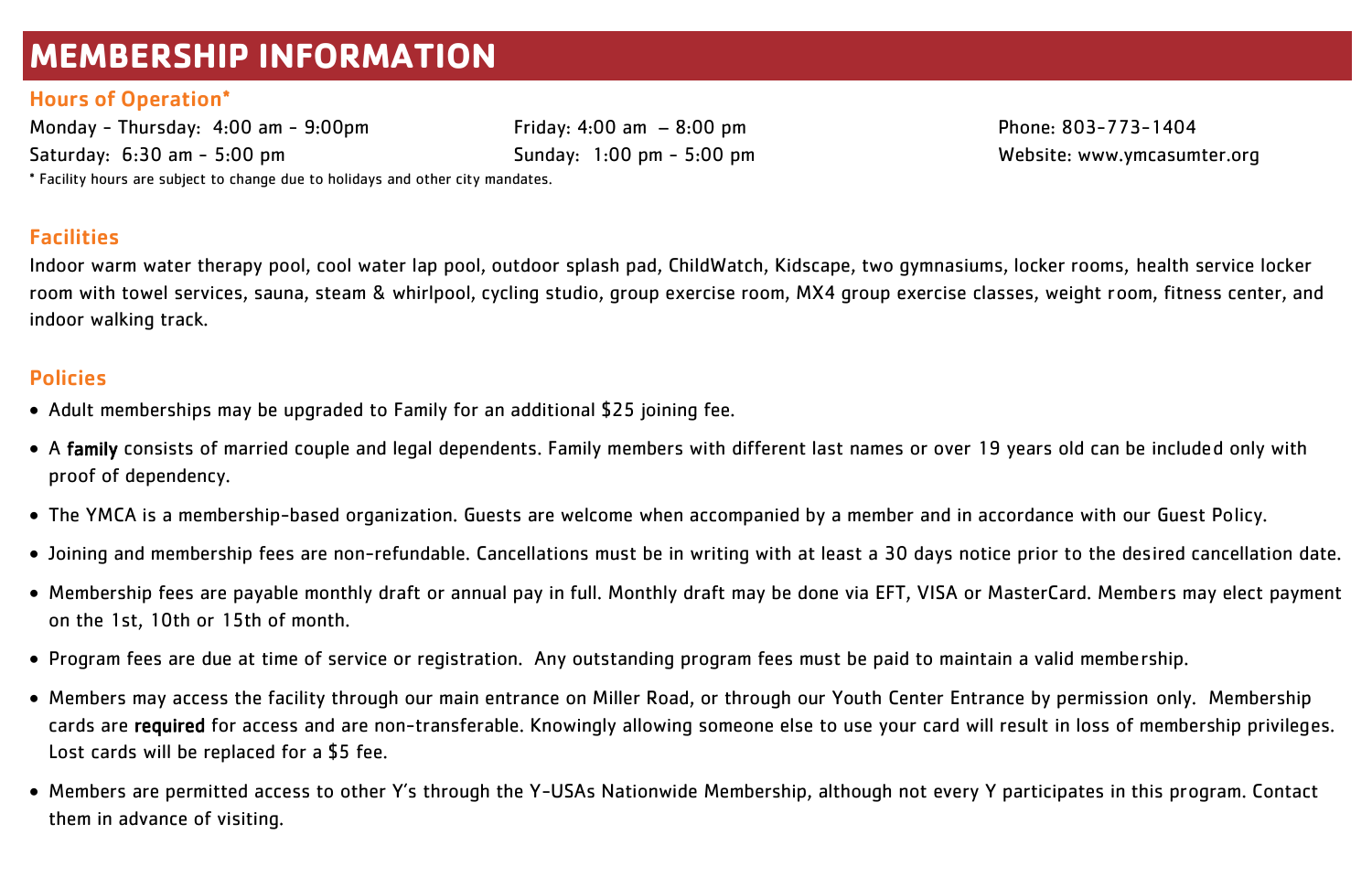# MEMBERSHIP INFORMATION

## Hours of Operation*

Monday - Thursday: 4:00 am - 9:00pm
Saturday: 6:30 am - 5:00 pm

Friday: 4:00 am – 8:00 pm
Sunday: 1:00 pm - 5:00 pm

Phone: 803-773-1404
Website: www.ymcasumter.org

* Facility hours are subject to change due to holidays and other city mandates.

## Facilities

Indoor warm water therapy pool, cool water lap pool, outdoor splash pad, ChildWatch, Kidscape, two gymnasiums, locker rooms, health service locker room with towel services, sauna, steam & whirlpool, cycling studio, group exercise room, MX4 group exercise classes, weight room, fitness center, and indoor walking track.

## Policies

- Adult memberships may be upgraded to Family for an additional $25 joining fee.
- A **family** consists of married couple and legal dependents. Family members with different last names or over 19 years old can be included only with proof of dependency.
- The YMCA is a membership-based organization. Guests are welcome when accompanied by a member and in accordance with our Guest Policy.
- Joining and membership fees are non-refundable. Cancellations must be in writing with at least a 30 days notice prior to the desired cancellation date.
- Membership fees are payable monthly draft or annual pay in full. Monthly draft may be done via EFT, VISA or MasterCard. Members may elect payment on the 1st, 10th or 15th of month.
- Program fees are due at time of service or registration. Any outstanding program fees must be paid to maintain a valid membership.
- Members may access the facility through our main entrance on Miller Road, or through our Youth Center Entrance by permission only. Membership cards are **required** for access and are non-transferable. Knowingly allowing someone else to use your card will result in loss of membership privileges. Lost cards will be replaced for a $5 fee.
- Members are permitted access to other Y's through the Y-USAs Nationwide Membership, although not every Y participates in this program. Contact them in advance of visiting.